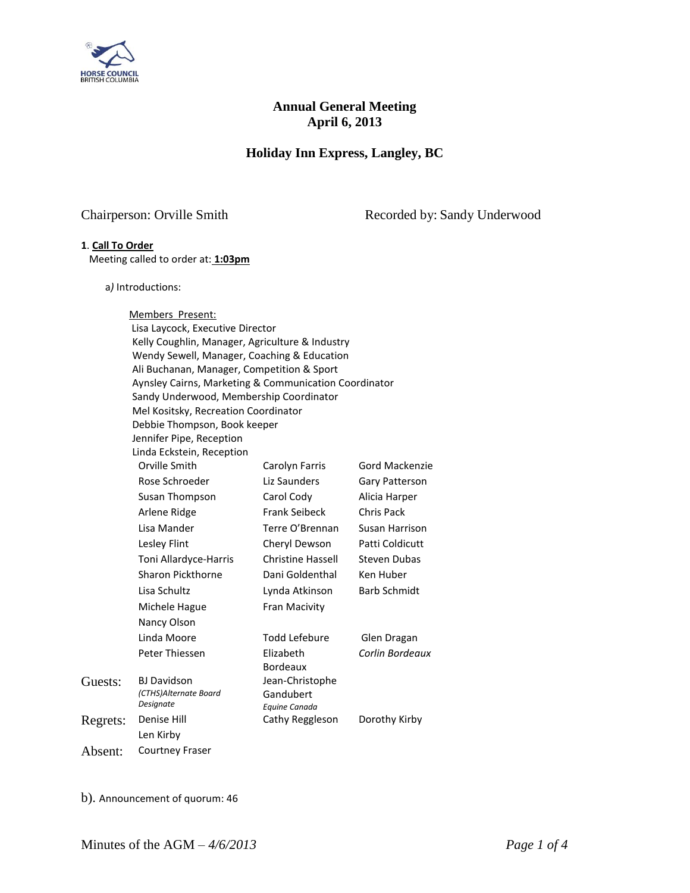# Annual General Meeting
## April 6, 2013

## Holiday Inn Express, Langley, BC

Chairperson: Orville Smith  Recorded by: Sandy Underwood

**1**. **Call To Order**

Meeting called to order at: **1:03pm**

a*)* Introductions:

Members Present:

Lisa Laycock, Executive Director
Kelly Coughlin, Manager, Agriculture & Industry
Wendy Sewell, Manager, Coaching & Education
Ali Buchanan, Manager, Competition & Sport
Aynsley Cairns, Marketing & Communication Coordinator
Sandy Underwood, Membership Coordinator
Mel Kositsky, Recreation Coordinator
Debbie Thompson, Book keeper
Jennifer Pipe, Reception
Linda Eckstein, Reception

| | | | |
|---|---|---|---|
| | Orville Smith | Carolyn Farris | Gord Mackenzie |
| | Rose Schroeder | Liz Saunders | Gary Patterson |
| | Susan Thompson | Carol Cody | Alicia Harper |
| | Arlene Ridge | Frank Seibeck | Chris Pack |
| | Lisa Mander | Terre O'Brennan | Susan Harrison |
| | Lesley Flint | Cheryl Dewson | Patti Coldicutt |
| | Toni Allardyce-Harris | Christine Hassell | Steven Dubas |
| | Sharon Pickthorne | Dani Goldenthal | Ken Huber |
| | Lisa Schultz | Lynda Atkinson | Barb Schmidt |
| | Michele Hague | Fran Macivity | |
| | Nancy Olson | | |
| | Linda Moore | Todd Lefebure | Glen Dragan |
| | Peter Thiessen | Elizabeth Bordeaux | *Corlin Bordeaux* |
| Guests: | BJ Davidson *(CTHS)Alternate Board Designate* | Jean-Christophe Gandubert *Equine Canada* | |
| Regrets: | Denise Hill | Cathy Reggleson | Dorothy Kirby |
| | Len Kirby | | |
| Absent: | Courtney Fraser | | |

b). Announcement of quorum: 46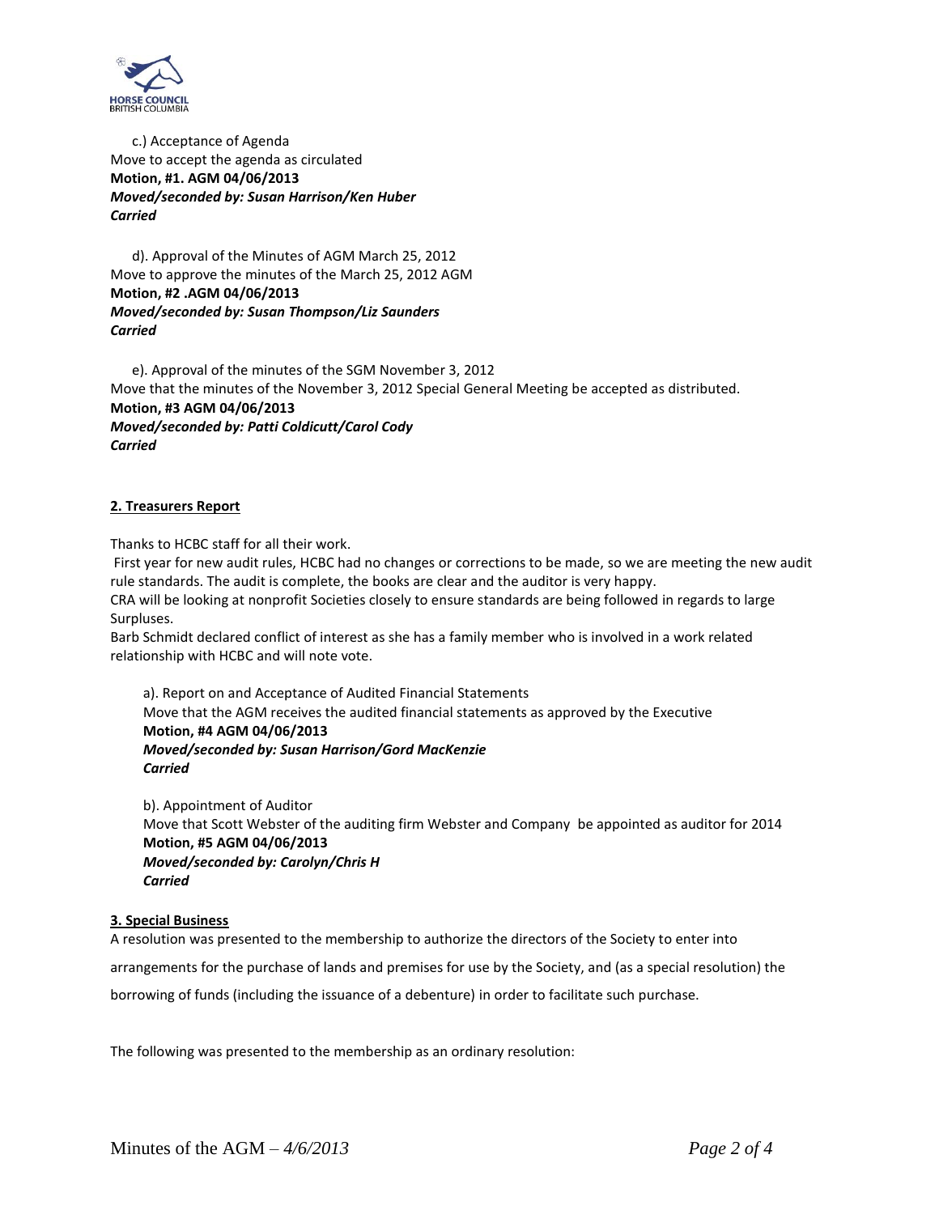c.) Acceptance of Agenda
Move to accept the agenda as circulated
**Motion, #1. AGM 04/06/2013**
***Moved/seconded by: Susan Harrison/Ken Huber***
***Carried***

d). Approval of the Minutes of AGM March 25, 2012
Move to approve the minutes of the March 25, 2012 AGM
**Motion, #2 .AGM 04/06/2013**
***Moved/seconded by: Susan Thompson/Liz Saunders***
***Carried***

e). Approval of the minutes of the SGM November 3, 2012
Move that the minutes of the November 3, 2012 Special General Meeting be accepted as distributed.
**Motion, #3 AGM 04/06/2013**
***Moved/seconded by: Patti Coldicutt/Carol Cody***
***Carried***

## 2. Treasurers Report

Thanks to HCBC staff for all their work.
First year for new audit rules, HCBC had no changes or corrections to be made, so we are meeting the new audit rule standards. The audit is complete, the books are clear and the auditor is very happy.
CRA will be looking at nonprofit Societies closely to ensure standards are being followed in regards to large Surpluses.
Barb Schmidt declared conflict of interest as she has a family member who is involved in a work related relationship with HCBC and will note vote.

a). Report on and Acceptance of Audited Financial Statements
Move that the AGM receives the audited financial statements as approved by the Executive
**Motion, #4 AGM 04/06/2013**
***Moved/seconded by: Susan Harrison/Gord MacKenzie***
***Carried***

b). Appointment of Auditor
Move that Scott Webster of the auditing firm Webster and Company be appointed as auditor for 2014
**Motion, #5 AGM 04/06/2013**
***Moved/seconded by: Carolyn/Chris H***
***Carried***

## 3. Special Business

A resolution was presented to the membership to authorize the directors of the Society to enter into arrangements for the purchase of lands and premises for use by the Society, and (as a special resolution) the borrowing of funds (including the issuance of a debenture) in order to facilitate such purchase.

The following was presented to the membership as an ordinary resolution: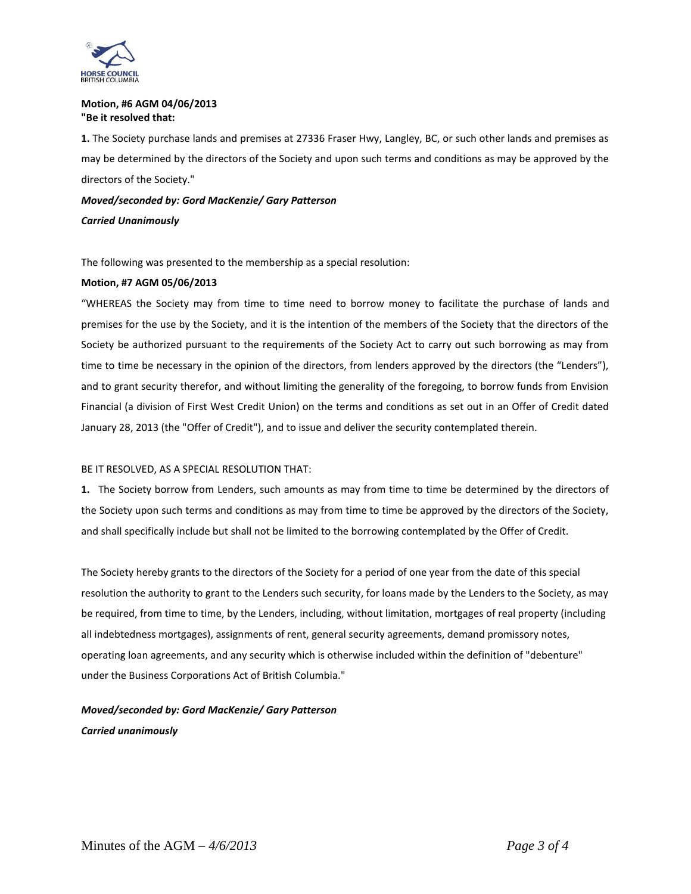**Motion, #6 AGM 04/06/2013**
**"Be it resolved that:**

**1.** The Society purchase lands and premises at 27336 Fraser Hwy, Langley, BC, or such other lands and premises as may be determined by the directors of the Society and upon such terms and conditions as may be approved by the directors of the Society."

***Moved/seconded by: Gord MacKenzie/ Gary Patterson***
***Carried Unanimously***

The following was presented to the membership as a special resolution:

**Motion, #7 AGM 05/06/2013**

"WHEREAS the Society may from time to time need to borrow money to facilitate the purchase of lands and premises for the use by the Society, and it is the intention of the members of the Society that the directors of the Society be authorized pursuant to the requirements of the Society Act to carry out such borrowing as may from time to time be necessary in the opinion of the directors, from lenders approved by the directors (the "Lenders"), and to grant security therefor, and without limiting the generality of the foregoing, to borrow funds from Envision Financial (a division of First West Credit Union) on the terms and conditions as set out in an Offer of Credit dated January 28, 2013 (the "Offer of Credit"), and to issue and deliver the security contemplated therein.

BE IT RESOLVED, AS A SPECIAL RESOLUTION THAT:

**1.** The Society borrow from Lenders, such amounts as may from time to time be determined by the directors of the Society upon such terms and conditions as may from time to time be approved by the directors of the Society, and shall specifically include but shall not be limited to the borrowing contemplated by the Offer of Credit.

The Society hereby grants to the directors of the Society for a period of one year from the date of this special resolution the authority to grant to the Lenders such security, for loans made by the Lenders to the Society, as may be required, from time to time, by the Lenders, including, without limitation, mortgages of real property (including all indebtedness mortgages), assignments of rent, general security agreements, demand promissory notes, operating loan agreements, and any security which is otherwise included within the definition of "debenture" under the Business Corporations Act of British Columbia."

***Moved/seconded by: Gord MacKenzie/ Gary Patterson***
***Carried unanimously***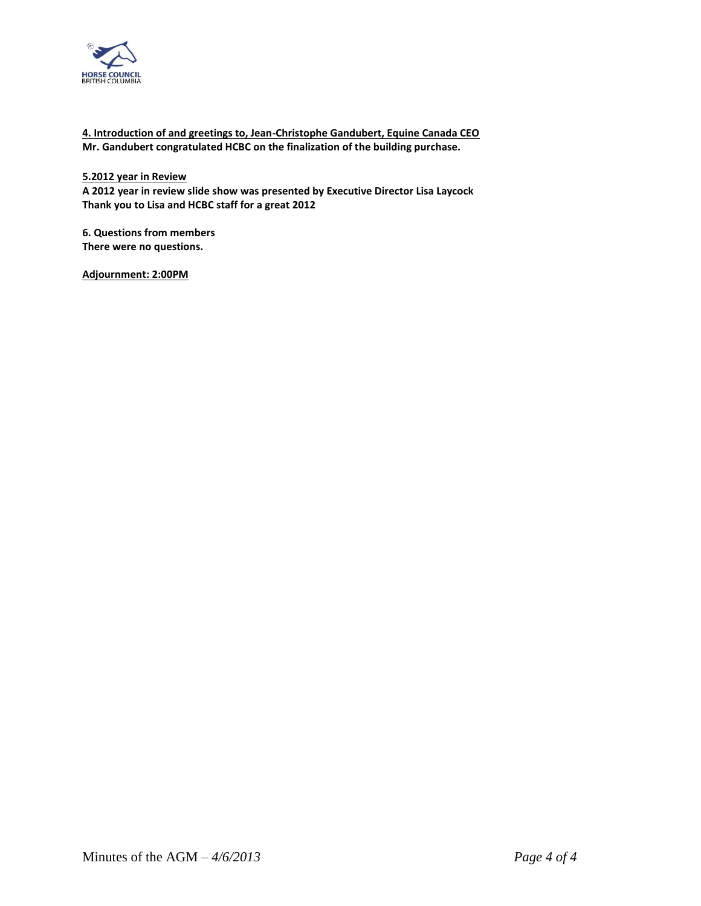**4. Introduction of and greetings to, Jean-Christophe Gandubert, Equine Canada CEO**

**Mr. Gandubert congratulated HCBC on the finalization of the building purchase.**

**5.2012 year in Review**

**A 2012 year in review slide show was presented by Executive Director Lisa Laycock**
**Thank you to Lisa and HCBC staff for a great 2012**

**6. Questions from members**
**There were no questions.**

**Adjournment: 2:00PM**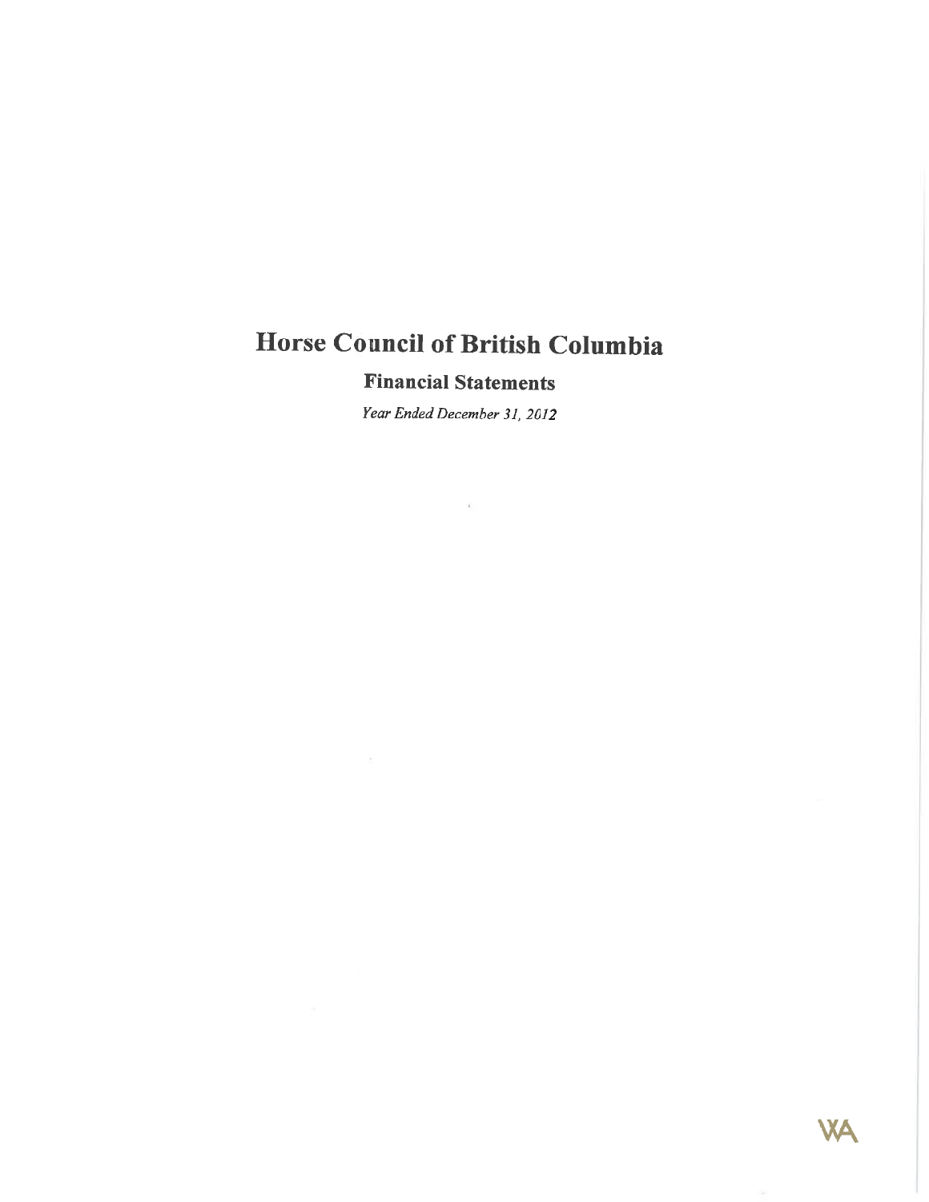# Horse Council of British Columbia

## Financial Statements

*Year Ended December 31, 2012*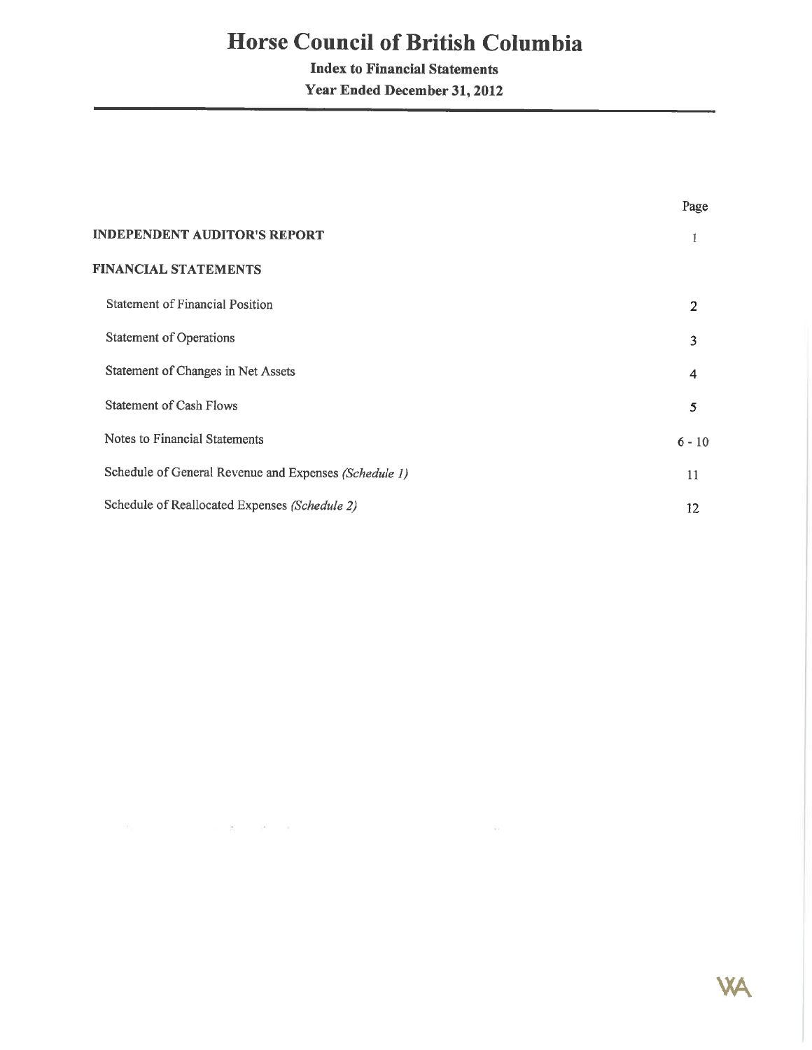# Horse Council of British Columbia

**Index to Financial Statements**

**Year Ended December 31, 2012**

| | Page |
|---|---|
| **INDEPENDENT AUDITOR'S REPORT** | 1 |
| **FINANCIAL STATEMENTS** | |
| Statement of Financial Position | 2 |
| Statement of Operations | 3 |
| Statement of Changes in Net Assets | 4 |
| Statement of Cash Flows | 5 |
| Notes to Financial Statements | 6 - 10 |
| Schedule of General Revenue and Expenses *(Schedule 1)* | 11 |
| Schedule of Reallocated Expenses *(Schedule 2)* | 12 |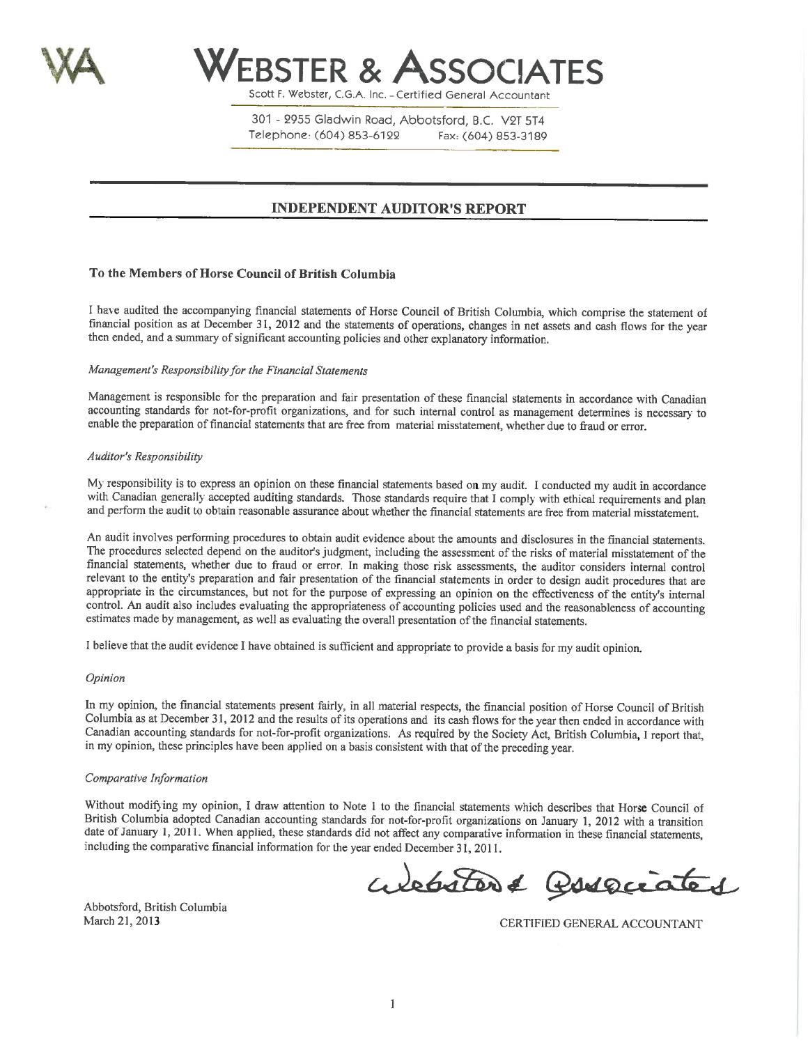WA

# Webster & Associates

Scott F. Webster, C.G.A. Inc. - Certified General Accountant

301 - 2955 Gladwin Road, Abbotsford, B.C. V2T 5T4
Telephone: (604) 853-6122 Fax: (604) 853-3189

## INDEPENDENT AUDITOR'S REPORT

### To the Members of Horse Council of British Columbia

I have audited the accompanying financial statements of Horse Council of British Columbia, which comprise the statement of financial position as at December 31, 2012 and the statements of operations, changes in net assets and cash flows for the year then ended, and a summary of significant accounting policies and other explanatory information.

*Management's Responsibility for the Financial Statements*

Management is responsible for the preparation and fair presentation of these financial statements in accordance with Canadian accounting standards for not-for-profit organizations, and for such internal control as management determines is necessary to enable the preparation of financial statements that are free from material misstatement, whether due to fraud or error.

*Auditor's Responsibility*

My responsibility is to express an opinion on these financial statements based on my audit. I conducted my audit in accordance with Canadian generally accepted auditing standards. Those standards require that I comply with ethical requirements and plan and perform the audit to obtain reasonable assurance about whether the financial statements are free from material misstatement.

An audit involves performing procedures to obtain audit evidence about the amounts and disclosures in the financial statements. The procedures selected depend on the auditor's judgment, including the assessment of the risks of material misstatement of the financial statements, whether due to fraud or error. In making those risk assessments, the auditor considers internal control relevant to the entity's preparation and fair presentation of the financial statements in order to design audit procedures that are appropriate in the circumstances, but not for the purpose of expressing an opinion on the effectiveness of the entity's internal control. An audit also includes evaluating the appropriateness of accounting policies used and the reasonableness of accounting estimates made by management, as well as evaluating the overall presentation of the financial statements.

I believe that the audit evidence I have obtained is sufficient and appropriate to provide a basis for my audit opinion.

*Opinion*

In my opinion, the financial statements present fairly, in all material respects, the financial position of Horse Council of British Columbia as at December 31, 2012 and the results of its operations and its cash flows for the year then ended in accordance with Canadian accounting standards for not-for-profit organizations. As required by the Society Act, British Columbia, I report that, in my opinion, these principles have been applied on a basis consistent with that of the preceding year.

*Comparative Information*

Without modifying my opinion, I draw attention to Note 1 to the financial statements which describes that Horse Council of British Columbia adopted Canadian accounting standards for not-for-profit organizations on January 1, 2012 with a transition date of January 1, 2011. When applied, these standards did not affect any comparative information in these financial statements, including the comparative financial information for the year ended December 31, 2011.

Webster & Associates

CERTIFIED GENERAL ACCOUNTANT

Abbotsford, British Columbia
March 21, 2013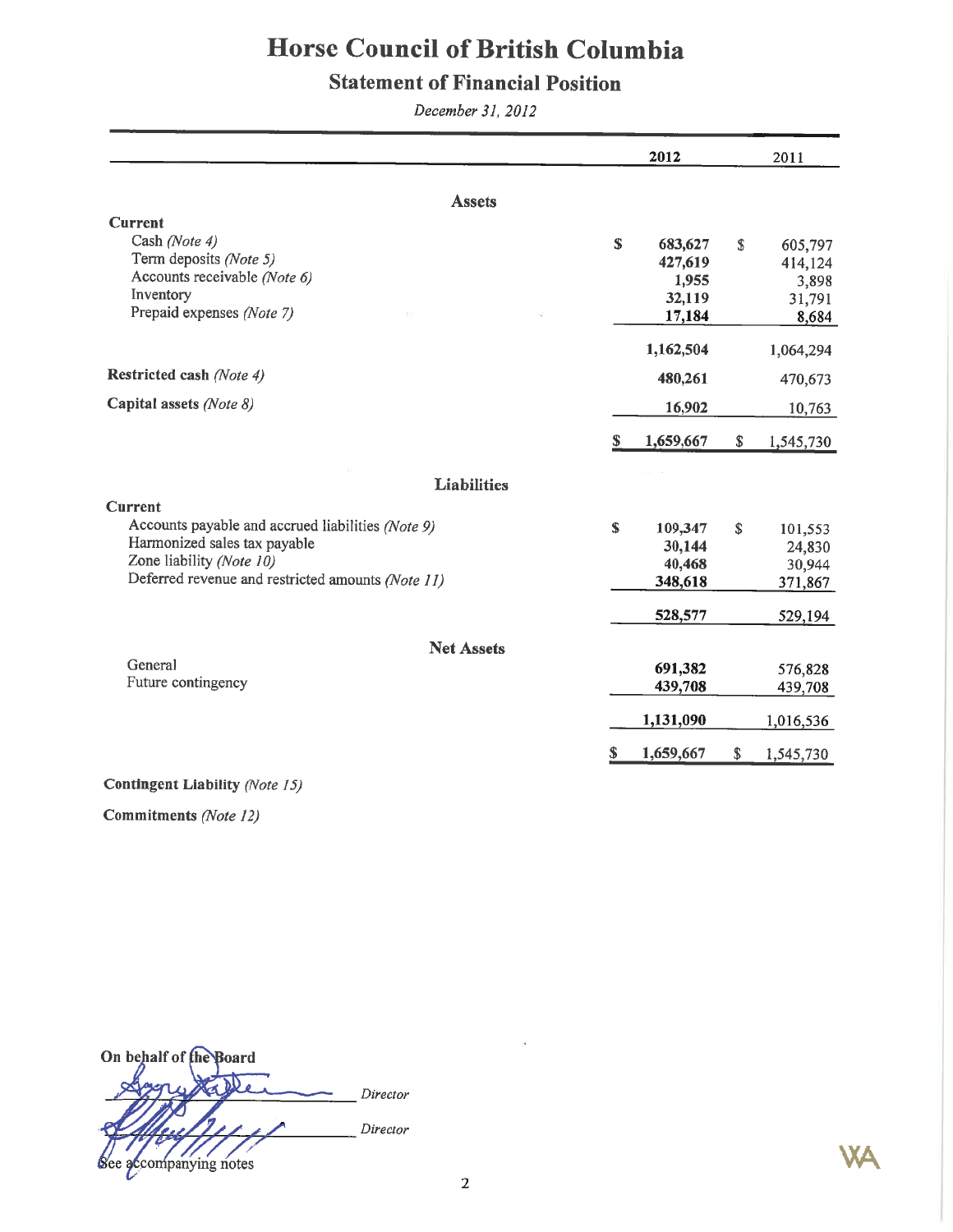# Horse Council of British Columbia

## Statement of Financial Position

*December 31, 2012*

| | 2012 | 2011 |
|---|---|---|
| **Assets** | | |
| **Current** | | |
| Cash *(Note 4)* | $ 683,627 | $ 605,797 |
| Term deposits *(Note 5)* | 427,619 | 414,124 |
| Accounts receivable *(Note 6)* | 1,955 | 3,898 |
| Inventory | 32,119 | 31,791 |
| Prepaid expenses *(Note 7)* | 17,184 | 8,684 |
| | 1,162,504 | 1,064,294 |
| **Restricted cash** *(Note 4)* | 480,261 | 470,673 |
| **Capital assets** *(Note 8)* | 16,902 | 10,763 |
| | $ 1,659,667 | $ 1,545,730 |
| **Liabilities** | | |
| **Current** | | |
| Accounts payable and accrued liabilities *(Note 9)* | $ 109,347 | $ 101,553 |
| Harmonized sales tax payable | 30,144 | 24,830 |
| Zone liability *(Note 10)* | 40,468 | 30,944 |
| Deferred revenue and restricted amounts *(Note 11)* | 348,618 | 371,867 |
| | 528,577 | 529,194 |
| **Net Assets** | | |
| General | 691,382 | 576,828 |
| Future contingency | 439,708 | 439,708 |
| | 1,131,090 | 1,016,536 |
| | $ 1,659,667 | $ 1,545,730 |

**Contingent Liability** *(Note 15)*

**Commitments** *(Note 12)*

On behalf of the Board

_______________ *Director*

_______________ *Director*

See accompanying notes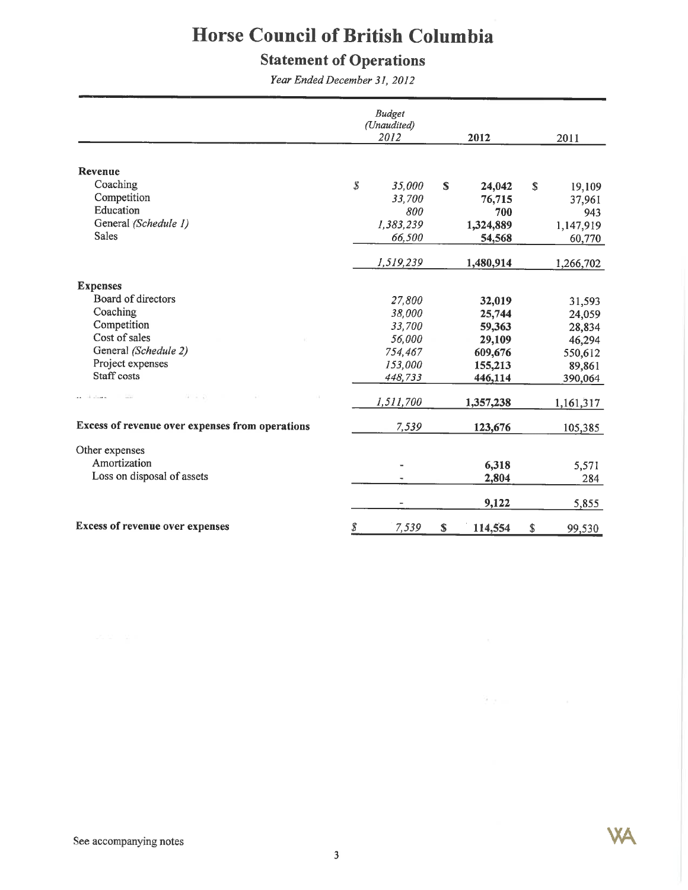# Horse Council of British Columbia

## Statement of Operations

*Year Ended December 31, 2012*

| | *Budget (Unaudited) 2012* | 2012 | 2011 |
|---|---|---|---|
| **Revenue** | | | |
| Coaching | $ *35,000* | $ **24,042** | $ 19,109 |
| Competition | *33,700* | **76,715** | 37,961 |
| Education | *800* | **700** | 943 |
| General *(Schedule 1)* | *1,383,239* | **1,324,889** | 1,147,919 |
| Sales | *66,500* | **54,568** | 60,770 |
| | *1,519,239* | **1,480,914** | 1,266,702 |
| **Expenses** | | | |
| Board of directors | *27,800* | **32,019** | 31,593 |
| Coaching | *38,000* | **25,744** | 24,059 |
| Competition | *33,700* | **59,363** | 28,834 |
| Cost of sales | *56,000* | **29,109** | 46,294 |
| General *(Schedule 2)* | *754,467* | **609,676** | 550,612 |
| Project expenses | *153,000* | **155,213** | 89,861 |
| Staff costs | *448,733* | **446,114** | 390,064 |
| | *1,511,700* | **1,357,238** | 1,161,317 |
| **Excess of revenue over expenses from operations** | *7,539* | **123,676** | 105,385 |
| Other expenses | | | |
| Amortization | - | **6,318** | 5,571 |
| Loss on disposal of assets | - | **2,804** | 284 |
| | - | **9,122** | 5,855 |
| **Excess of revenue over expenses** | $ *7,539* | $ **114,554** | $ 99,530 |

See accompanying notes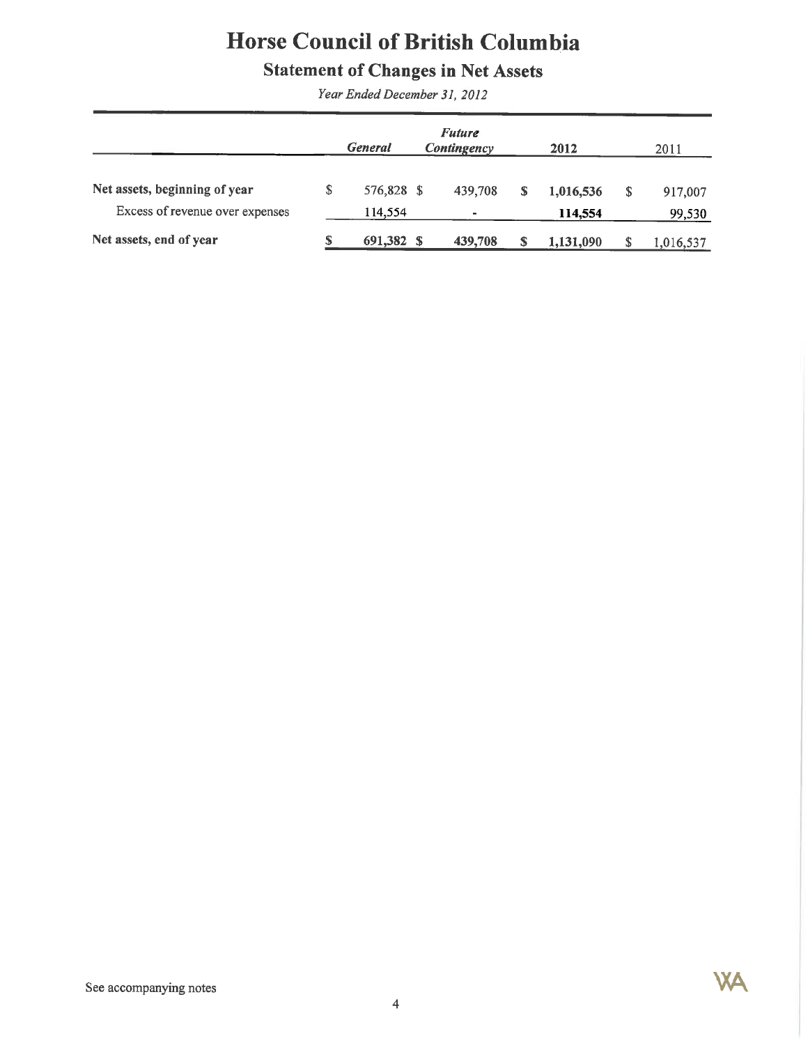# Horse Council of British Columbia

## Statement of Changes in Net Assets

*Year Ended December 31, 2012*

| | *General* | *Future Contingency* | 2012 | 2011 |
|---|---|---|---|---|
| **Net assets, beginning of year** | $ 576,828 | $ 439,708 | **$ 1,016,536** | $ 917,007 |
| Excess of revenue over expenses | 114,554 | - | **114,554** | 99,530 |
| **Net assets, end of year** | **$ 691,382** | **$ 439,708** | **$ 1,131,090** | $ 1,016,537 |

See accompanying notes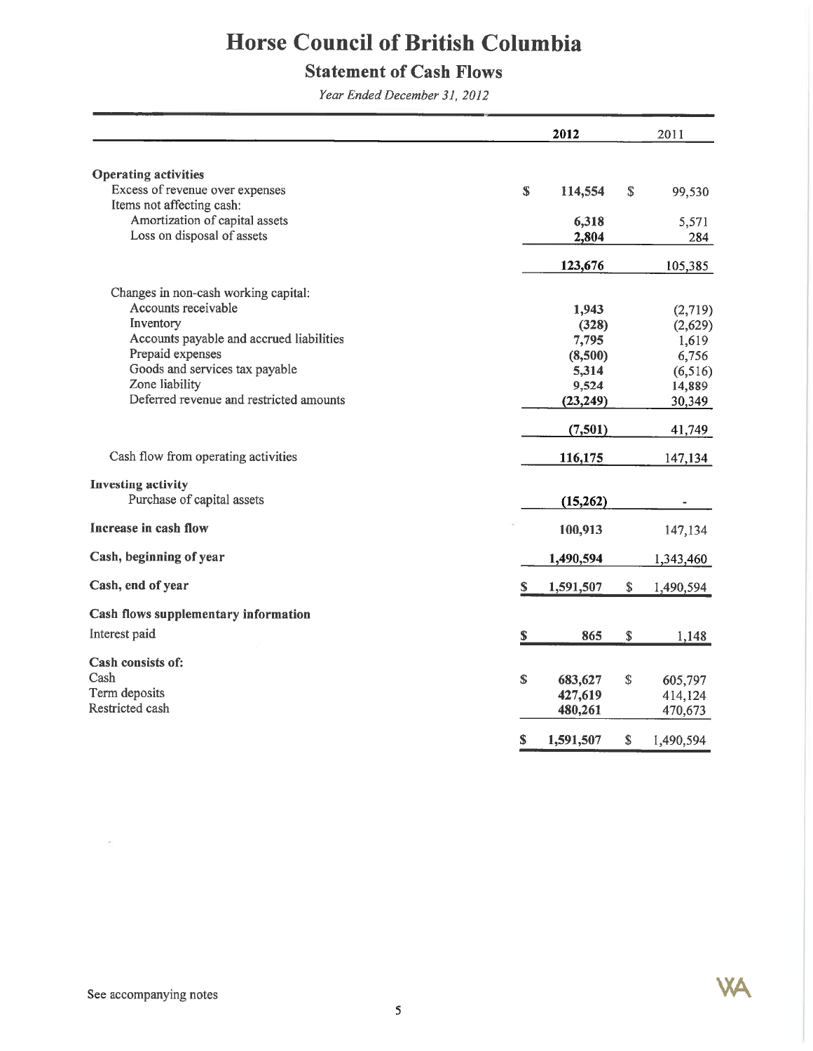# Horse Council of British Columbia

## Statement of Cash Flows

*Year Ended December 31, 2012*

| | 2012 | 2011 |
|---|---|---|
| **Operating activities** | | |
| Excess of revenue over expenses | $ 114,554 | $ 99,530 |
| Items not affecting cash: | | |
| Amortization of capital assets | 6,318 | 5,571 |
| Loss on disposal of assets | 2,804 | 284 |
| | 123,676 | 105,385 |
| Changes in non-cash working capital: | | |
| Accounts receivable | 1,943 | (2,719) |
| Inventory | (328) | (2,629) |
| Accounts payable and accrued liabilities | 7,795 | 1,619 |
| Prepaid expenses | (8,500) | 6,756 |
| Goods and services tax payable | 5,314 | (6,516) |
| Zone liability | 9,524 | 14,889 |
| Deferred revenue and restricted amounts | (23,249) | 30,349 |
| | (7,501) | 41,749 |
| Cash flow from operating activities | 116,175 | 147,134 |
| **Investing activity** | | |
| Purchase of capital assets | (15,262) | - |
| **Increase in cash flow** | 100,913 | 147,134 |
| **Cash, beginning of year** | 1,490,594 | 1,343,460 |
| **Cash, end of year** | $ 1,591,507 | $ 1,490,594 |
| **Cash flows supplementary information** | | |
| Interest paid | $ 865 | $ 1,148 |
| **Cash consists of:** | | |
| Cash | $ 683,627 | $ 605,797 |
| Term deposits | 427,619 | 414,124 |
| Restricted cash | 480,261 | 470,673 |
| | $ 1,591,507 | $ 1,490,594 |

See accompanying notes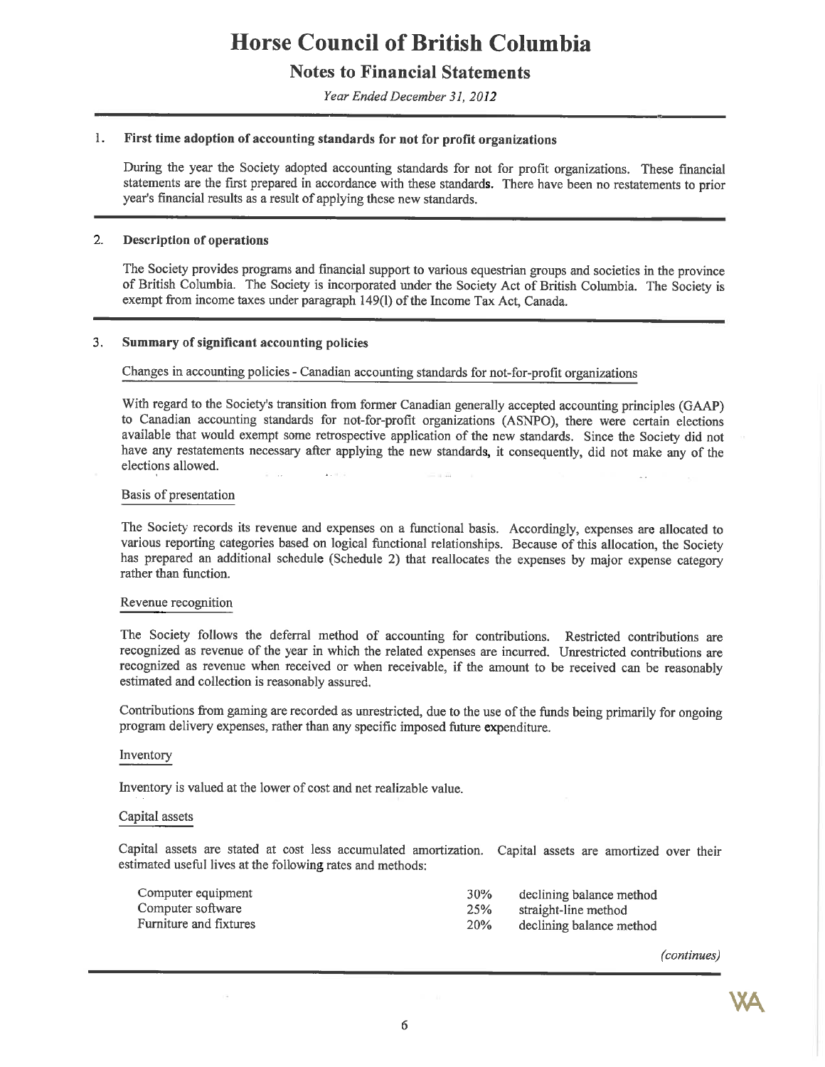# Horse Council of British Columbia

## Notes to Financial Statements

*Year Ended December 31, 2012*

### 1. First time adoption of accounting standards for not for profit organizations

During the year the Society adopted accounting standards for not for profit organizations. These financial statements are the first prepared in accordance with these standards. There have been no restatements to prior year's financial results as a result of applying these new standards.

### 2. Description of operations

The Society provides programs and financial support to various equestrian groups and societies in the province of British Columbia. The Society is incorporated under the Society Act of British Columbia. The Society is exempt from income taxes under paragraph 149(l) of the Income Tax Act, Canada.

### 3. Summary of significant accounting policies

Changes in accounting policies - Canadian accounting standards for not-for-profit organizations

With regard to the Society's transition from former Canadian generally accepted accounting principles (GAAP) to Canadian accounting standards for not-for-profit organizations (ASNPO), there were certain elections available that would exempt some retrospective application of the new standards. Since the Society did not have any restatements necessary after applying the new standards, it consequently, did not make any of the elections allowed.

Basis of presentation

The Society records its revenue and expenses on a functional basis. Accordingly, expenses are allocated to various reporting categories based on logical functional relationships. Because of this allocation, the Society has prepared an additional schedule (Schedule 2) that reallocates the expenses by major expense category rather than function.

Revenue recognition

The Society follows the deferral method of accounting for contributions. Restricted contributions are recognized as revenue of the year in which the related expenses are incurred. Unrestricted contributions are recognized as revenue when received or when receivable, if the amount to be received can be reasonably estimated and collection is reasonably assured.

Contributions from gaming are recorded as unrestricted, due to the use of the funds being primarily for ongoing program delivery expenses, rather than any specific imposed future expenditure.

Inventory

Inventory is valued at the lower of cost and net realizable value.

Capital assets

Capital assets are stated at cost less accumulated amortization. Capital assets are amortized over their estimated useful lives at the following rates and methods:

| | | |
|---|---|---|
| Computer equipment | 30% | declining balance method |
| Computer software | 25% | straight-line method |
| Furniture and fixtures | 20% | declining balance method |

*(continues)*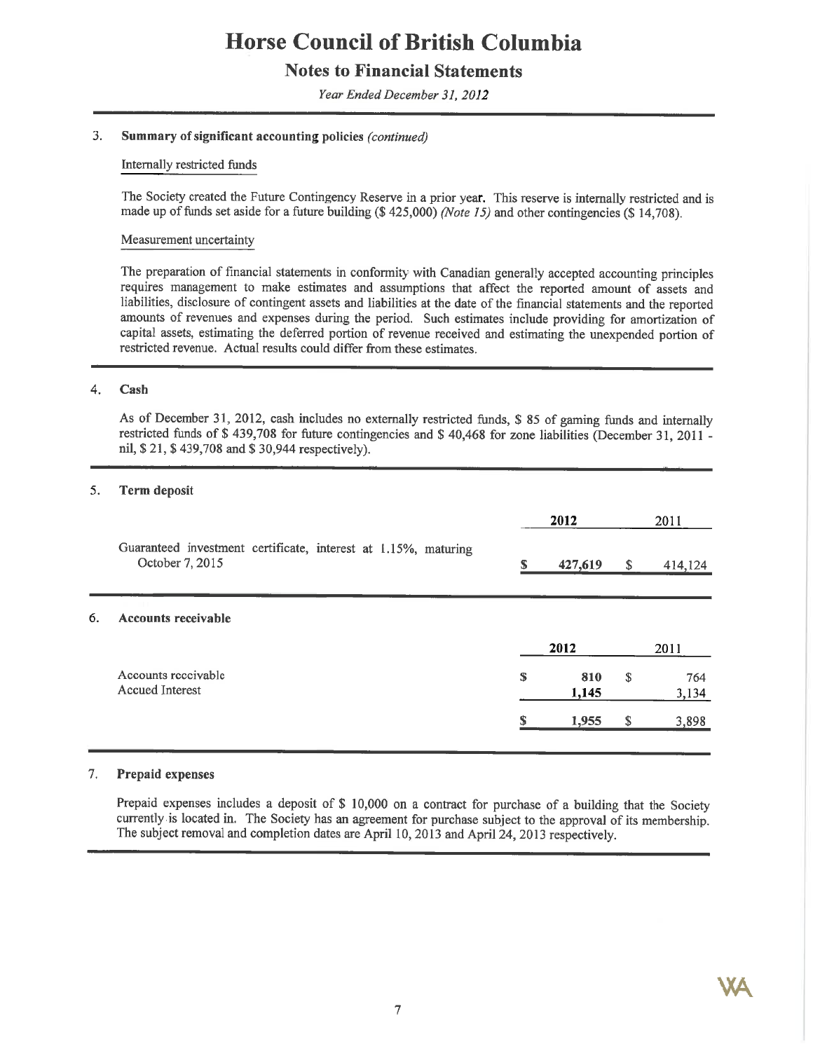# Horse Council of British Columbia

## Notes to Financial Statements

*Year Ended December 31, 2012*

### 3. Summary of significant accounting policies *(continued)*

Internally restricted funds

The Society created the Future Contingency Reserve in a prior year. This reserve is internally restricted and is made up of funds set aside for a future building ($ 425,000) *(Note 15)* and other contingencies ($ 14,708).

Measurement uncertainty

The preparation of financial statements in conformity with Canadian generally accepted accounting principles requires management to make estimates and assumptions that affect the reported amount of assets and liabilities, disclosure of contingent assets and liabilities at the date of the financial statements and the reported amounts of revenues and expenses during the period. Such estimates include providing for amortization of capital assets, estimating the deferred portion of revenue received and estimating the unexpended portion of restricted revenue. Actual results could differ from these estimates.

### 4. Cash

As of December 31, 2012, cash includes no externally restricted funds, $ 85 of gaming funds and internally restricted funds of $ 439,708 for future contingencies and $ 40,468 for zone liabilities (December 31, 2011 - nil, $ 21, $ 439,708 and $ 30,944 respectively).

### 5. Term deposit

| | 2012 | 2011 |
|---|---|---|
| Guaranteed investment certificate, interest at 1.15%, maturing October 7, 2015 | $ **427,619** | $ 414,124 |

### 6. Accounts receivable

| | 2012 | 2011 |
|---|---|---|
| Accounts receivable | $ **810** | $ 764 |
| Accued Interest | **1,145** | 3,134 |
| | $ **1,955** | $ 3,898 |

### 7. Prepaid expenses

Prepaid expenses includes a deposit of $ 10,000 on a contract for purchase of a building that the Society currently is located in. The Society has an agreement for purchase subject to the approval of its membership. The subject removal and completion dates are April 10, 2013 and April 24, 2013 respectively.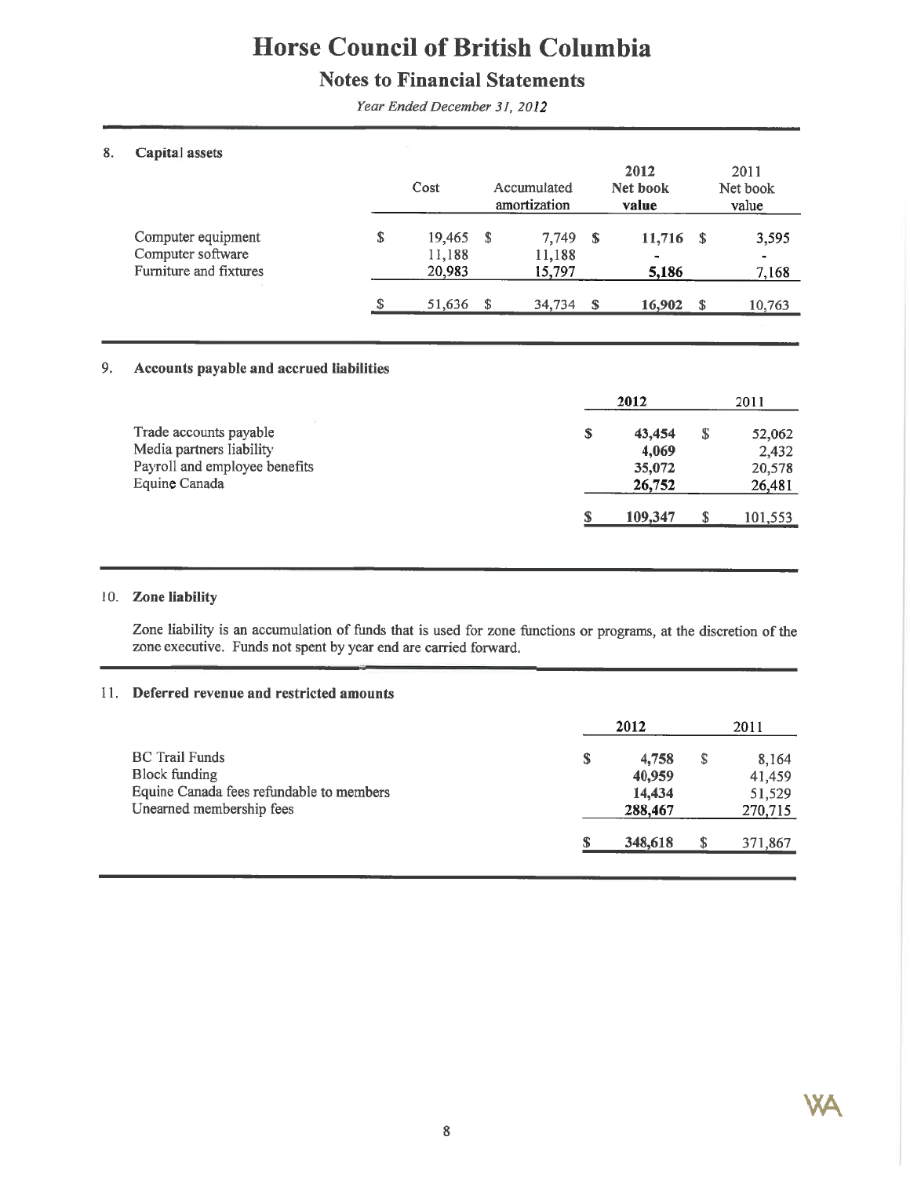# Horse Council of British Columbia

## Notes to Financial Statements

*Year Ended December 31, 2012*

### 8. Capital assets

| | Cost | Accumulated amortization | 2012 Net book value | 2011 Net book value |
|---|---|---|---|---|
| Computer equipment | $ 19,465 | $ 7,749 | **$ 11,716** | $ 3,595 |
| Computer software | 11,188 | 11,188 | **-** | - |
| Furniture and fixtures | 20,983 | 15,797 | **5,186** | 7,168 |
| | $ 51,636 | $ 34,734 | **$ 16,902** | $ 10,763 |

### 9. Accounts payable and accrued liabilities

| | **2012** | 2011 |
|---|---|---|
| Trade accounts payable | **$ 43,454** | $ 52,062 |
| Media partners liability | **4,069** | 2,432 |
| Payroll and employee benefits | **35,072** | 20,578 |
| Equine Canada | **26,752** | 26,481 |
| | **$ 109,347** | $ 101,553 |

### 10. Zone liability

Zone liability is an accumulation of funds that is used for zone functions or programs, at the discretion of the zone executive. Funds not spent by year end are carried forward.

### 11. Deferred revenue and restricted amounts

| | **2012** | 2011 |
|---|---|---|
| BC Trail Funds | **$ 4,758** | $ 8,164 |
| Block funding | **40,959** | 41,459 |
| Equine Canada fees refundable to members | **14,434** | 51,529 |
| Unearned membership fees | **288,467** | 270,715 |
| | **$ 348,618** | $ 371,867 |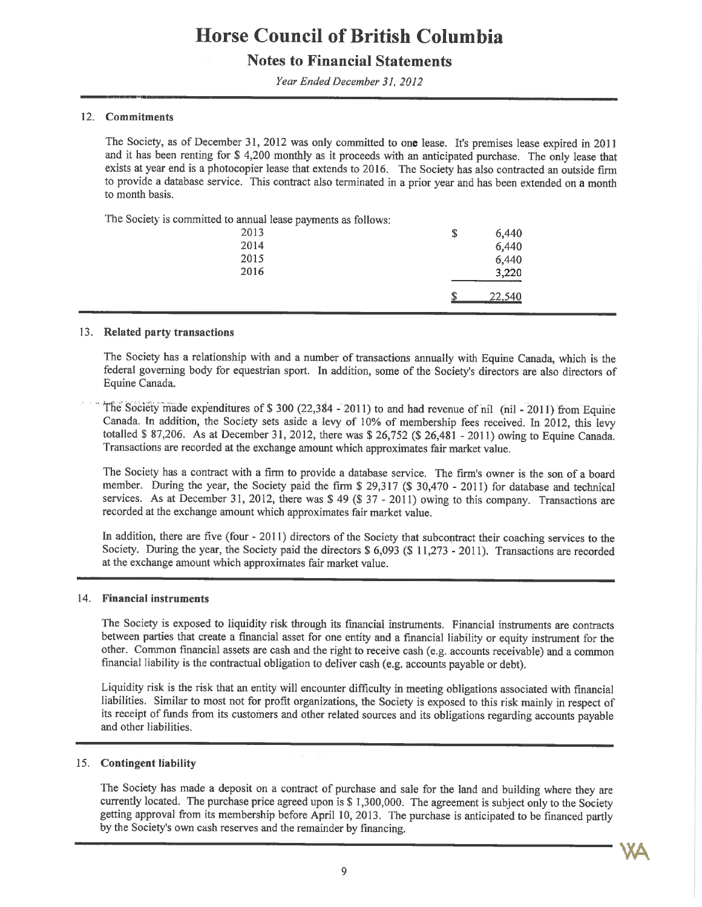# Horse Council of British Columbia

## Notes to Financial Statements

*Year Ended December 31, 2012*

### 12. Commitments

The Society, as of December 31, 2012 was only committed to one lease. It's premises lease expired in 2011 and it has been renting for $ 4,200 monthly as it proceeds with an anticipated purchase. The only lease that exists at year end is a photocopier lease that extends to 2016. The Society has also contracted an outside firm to provide a database service. This contract also terminated in a prior year and has been extended on a month to month basis.

The Society is committed to annual lease payments as follows:

| | |
|---|---|
| 2013 | $ 6,440 |
| 2014 | 6,440 |
| 2015 | 6,440 |
| 2016 | 3,220 |
| | $ 22,540 |

### 13. Related party transactions

The Society has a relationship with and a number of transactions annually with Equine Canada, which is the federal governing body for equestrian sport. In addition, some of the Society's directors are also directors of Equine Canada.

The Society made expenditures of $ 300 (22,384 - 2011) to and had revenue of nil (nil - 2011) from Equine Canada. In addition, the Society sets aside a levy of 10% of membership fees received. In 2012, this levy totalled $ 87,206. As at December 31, 2012, there was $ 26,752 ($ 26,481 - 2011) owing to Equine Canada. Transactions are recorded at the exchange amount which approximates fair market value.

The Society has a contract with a firm to provide a database service. The firm's owner is the son of a board member. During the year, the Society paid the firm $ 29,317 ($ 30,470 - 2011) for database and technical services. As at December 31, 2012, there was $ 49 ($ 37 - 2011) owing to this company. Transactions are recorded at the exchange amount which approximates fair market value.

In addition, there are five (four - 2011) directors of the Society that subcontract their coaching services to the Society. During the year, the Society paid the directors $ 6,093 ($ 11,273 - 2011). Transactions are recorded at the exchange amount which approximates fair market value.

### 14. Financial instruments

The Society is exposed to liquidity risk through its financial instruments. Financial instruments are contracts between parties that create a financial asset for one entity and a financial liability or equity instrument for the other. Common financial assets are cash and the right to receive cash (e.g. accounts receivable) and a common financial liability is the contractual obligation to deliver cash (e.g. accounts payable or debt).

Liquidity risk is the risk that an entity will encounter difficulty in meeting obligations associated with financial liabilities. Similar to most not for profit organizations, the Society is exposed to this risk mainly in respect of its receipt of funds from its customers and other related sources and its obligations regarding accounts payable and other liabilities.

### 15. Contingent liability

The Society has made a deposit on a contract of purchase and sale for the land and building where they are currently located. The purchase price agreed upon is $ 1,300,000. The agreement is subject only to the Society getting approval from its membership before April 10, 2013. The purchase is anticipated to be financed partly by the Society's own cash reserves and the remainder by financing.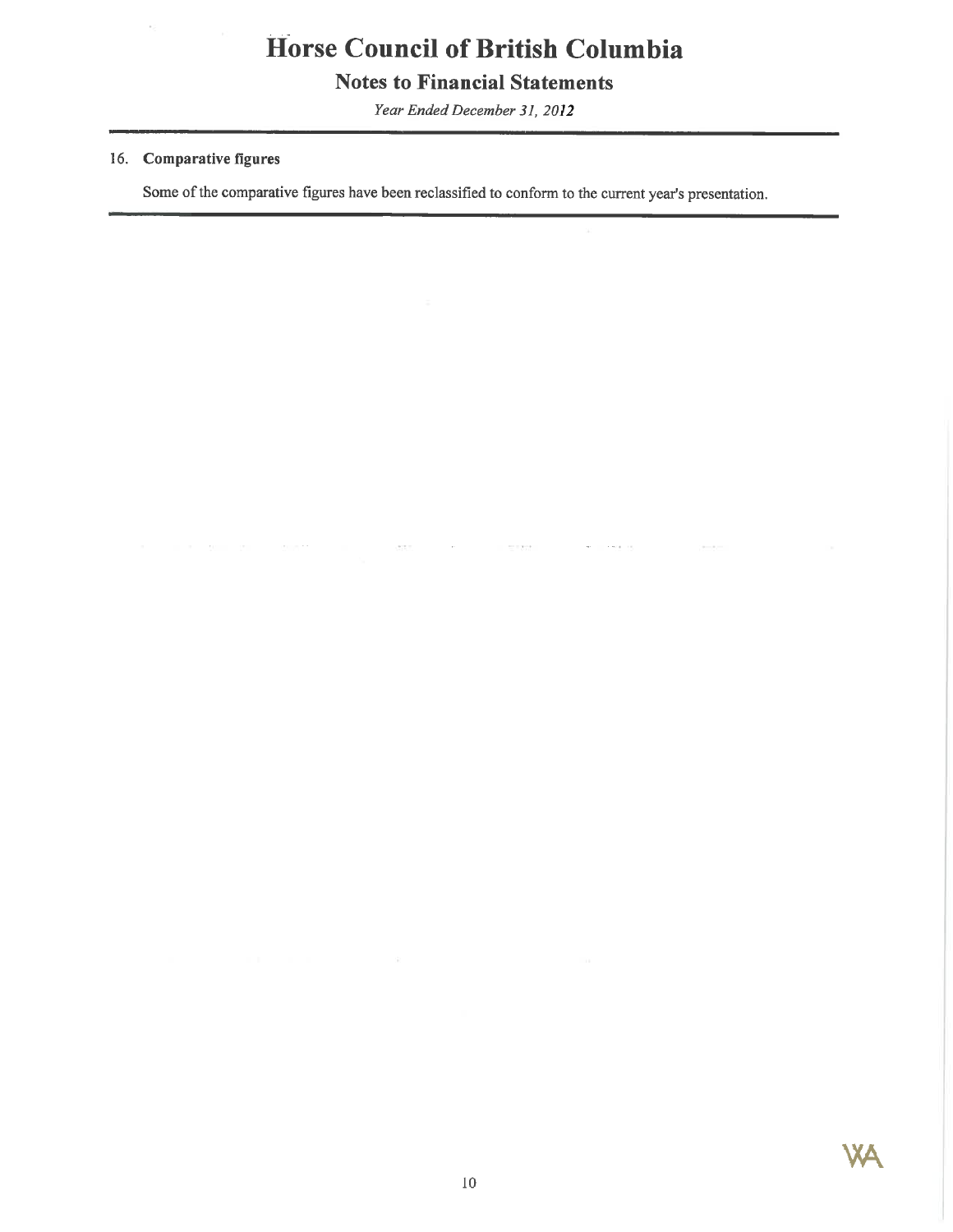# Horse Council of British Columbia

## Notes to Financial Statements

*Year Ended December 31, 2012*

### 16. Comparative figures

Some of the comparative figures have been reclassified to conform to the current year's presentation.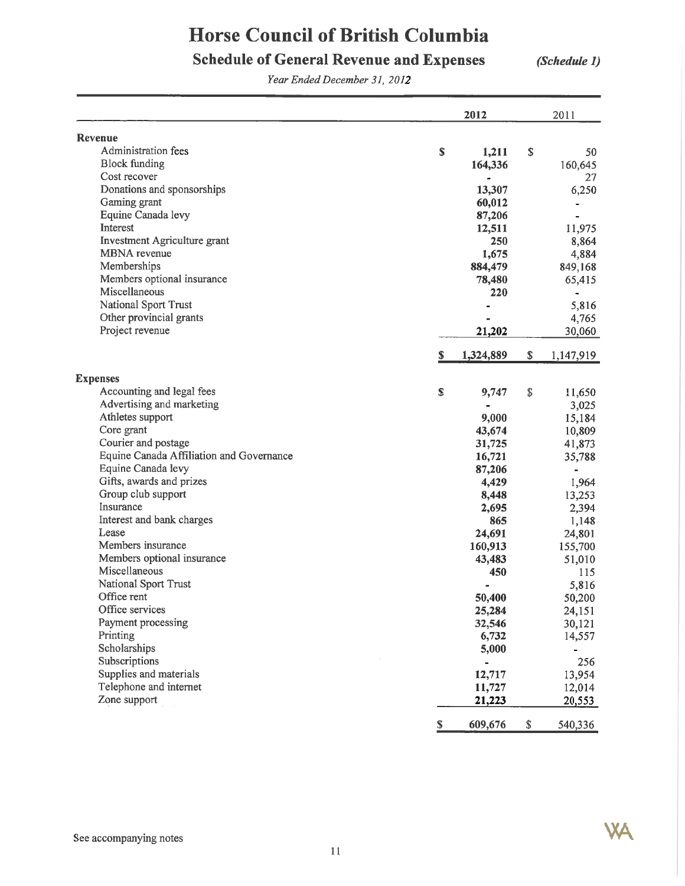# Horse Council of British Columbia

## Schedule of General Revenue and Expenses

*(Schedule 1)*

*Year Ended December 31, 2012*

| | 2012 | 2011 |
|---|---|---|
| **Revenue** | | |
| Administration fees | $ 1,211 | $ 50 |
| Block funding | 164,336 | 160,645 |
| Cost recover | - | 27 |
| Donations and sponsorships | 13,307 | 6,250 |
| Gaming grant | 60,012 | - |
| Equine Canada levy | 87,206 | - |
| Interest | 12,511 | 11,975 |
| Investment Agriculture grant | 250 | 8,864 |
| MBNA revenue | 1,675 | 4,884 |
| Memberships | 884,479 | 849,168 |
| Members optional insurance | 78,480 | 65,415 |
| Miscellaneous | 220 | - |
| National Sport Trust | - | 5,816 |
| Other provincial grants | - | 4,765 |
| Project revenue | 21,202 | 30,060 |
| | $ 1,324,889 | $ 1,147,919 |
| **Expenses** | | |
| Accounting and legal fees | $ 9,747 | $ 11,650 |
| Advertising and marketing | - | 3,025 |
| Athletes support | 9,000 | 15,184 |
| Core grant | 43,674 | 10,809 |
| Courier and postage | 31,725 | 41,873 |
| Equine Canada Affiliation and Governance | 16,721 | 35,788 |
| Equine Canada levy | 87,206 | - |
| Gifts, awards and prizes | 4,429 | 1,964 |
| Group club support | 8,448 | 13,253 |
| Insurance | 2,695 | 2,394 |
| Interest and bank charges | 865 | 1,148 |
| Lease | 24,691 | 24,801 |
| Members insurance | 160,913 | 155,700 |
| Members optional insurance | 43,483 | 51,010 |
| Miscellaneous | 450 | 115 |
| National Sport Trust | - | 5,816 |
| Office rent | 50,400 | 50,200 |
| Office services | 25,284 | 24,151 |
| Payment processing | 32,546 | 30,121 |
| Printing | 6,732 | 14,557 |
| Scholarships | 5,000 | - |
| Subscriptions | - | 256 |
| Supplies and materials | 12,717 | 13,954 |
| Telephone and internet | 11,727 | 12,014 |
| Zone support | 21,223 | 20,553 |
| | $ 609,676 | $ 540,336 |

See accompanying notes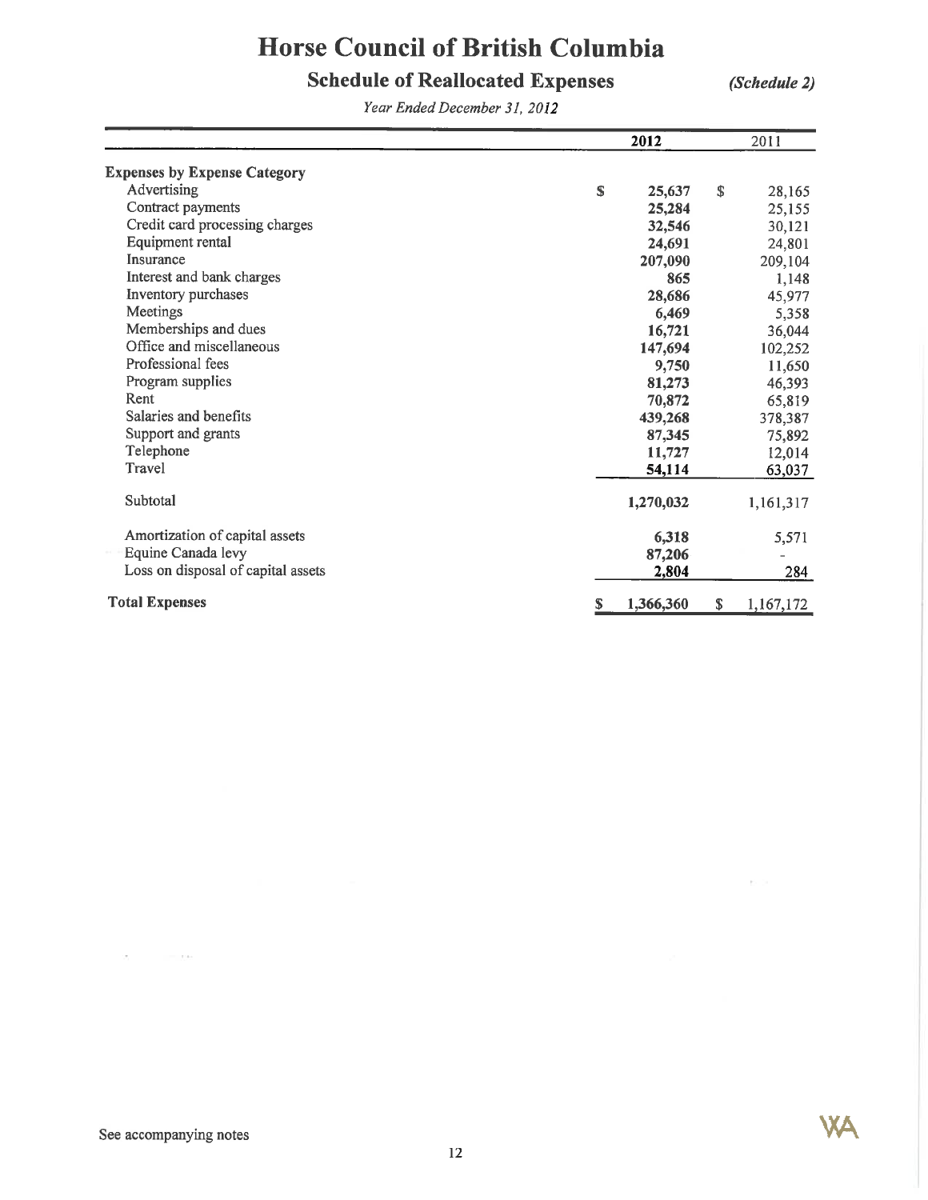# Horse Council of British Columbia

## Schedule of Reallocated Expenses

*(Schedule 2)*

*Year Ended December 31, 2012*

| | 2012 | 2011 |
|---|---|---|
| **Expenses by Expense Category** | | |
| Advertising | $ **25,637** | $ 28,165 |
| Contract payments | **25,284** | 25,155 |
| Credit card processing charges | **32,546** | 30,121 |
| Equipment rental | **24,691** | 24,801 |
| Insurance | **207,090** | 209,104 |
| Interest and bank charges | **865** | 1,148 |
| Inventory purchases | **28,686** | 45,977 |
| Meetings | **6,469** | 5,358 |
| Memberships and dues | **16,721** | 36,044 |
| Office and miscellaneous | **147,694** | 102,252 |
| Professional fees | **9,750** | 11,650 |
| Program supplies | **81,273** | 46,393 |
| Rent | **70,872** | 65,819 |
| Salaries and benefits | **439,268** | 378,387 |
| Support and grants | **87,345** | 75,892 |
| Telephone | **11,727** | 12,014 |
| Travel | **54,114** | 63,037 |
| Subtotal | **1,270,032** | 1,161,317 |
| Amortization of capital assets | **6,318** | 5,571 |
| Equine Canada levy | **87,206** | - |
| Loss on disposal of capital assets | **2,804** | 284 |
| **Total Expenses** | $ **1,366,360** | $ 1,167,172 |

See accompanying notes